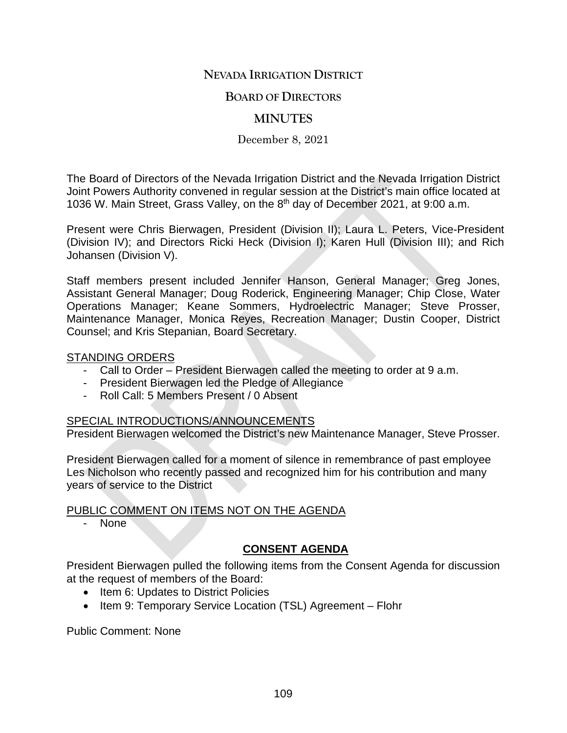# NEVADA IRRIGATION DISTRICT

## BOARD OF DIRECTORS

## MINUTES

December 8, 2021

The Board of Directors of the Nevada Irrigation District and the Nevada Irrigation District Joint Powers Authority convened in regular session at the District's main office located at 1036 W. Main Street, Grass Valley, on the 8th day of December 2021, at 9:00 a.m.

Present were Chris Bierwagen, President (Division II); Laura L. Peters, Vice-President (Division IV); and Directors Ricki Heck (Division I); Karen Hull (Division III); and Rich Johansen (Division V).

Staff members present included Jennifer Hanson, General Manager; Greg Jones, Assistant General Manager; Doug Roderick, Engineering Manager; Chip Close, Water Operations Manager; Keane Sommers, Hydroelectric Manager; Steve Prosser, Maintenance Manager, Monica Reyes, Recreation Manager; Dustin Cooper, District Counsel; and Kris Stepanian, Board Secretary.

STANDING ORDERS

- Call to Order – President Bierwagen called the meeting to order at 9 a.m.
- President Bierwagen led the Pledge of Allegiance
- Roll Call: 5 Members Present / 0 Absent

SPECIAL INTRODUCTIONS/ANNOUNCEMENTS

President Bierwagen welcomed the District's new Maintenance Manager, Steve Prosser.

President Bierwagen called for a moment of silence in remembrance of past employee Les Nicholson who recently passed and recognized him for his contribution and many years of service to the District

PUBLIC COMMENT ON ITEMS NOT ON THE AGENDA

- None

**CONSENT AGENDA**

President Bierwagen pulled the following items from the Consent Agenda for discussion at the request of members of the Board:

- Item 6: Updates to District Policies
- Item 9: Temporary Service Location (TSL) Agreement – Flohr

Public Comment: None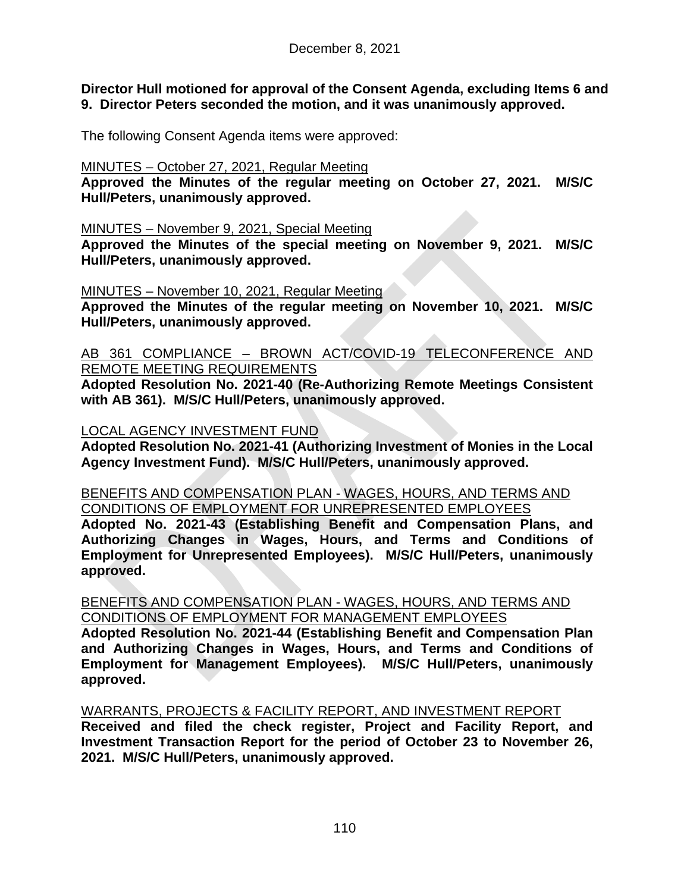December 8, 2021

**Director Hull motioned for approval of the Consent Agenda, excluding Items 6 and 9. Director Peters seconded the motion, and it was unanimously approved.**

The following Consent Agenda items were approved:

MINUTES – October 27, 2021, Regular Meeting
**Approved the Minutes of the regular meeting on October 27, 2021. M/S/C Hull/Peters, unanimously approved.**

MINUTES – November 9, 2021, Special Meeting
**Approved the Minutes of the special meeting on November 9, 2021. M/S/C Hull/Peters, unanimously approved.**

MINUTES – November 10, 2021, Regular Meeting
**Approved the Minutes of the regular meeting on November 10, 2021. M/S/C Hull/Peters, unanimously approved.**

AB 361 COMPLIANCE – BROWN ACT/COVID-19 TELECONFERENCE AND REMOTE MEETING REQUIREMENTS
**Adopted Resolution No. 2021-40 (Re-Authorizing Remote Meetings Consistent with AB 361). M/S/C Hull/Peters, unanimously approved.**

LOCAL AGENCY INVESTMENT FUND
**Adopted Resolution No. 2021-41 (Authorizing Investment of Monies in the Local Agency Investment Fund). M/S/C Hull/Peters, unanimously approved.**

BENEFITS AND COMPENSATION PLAN - WAGES, HOURS, AND TERMS AND CONDITIONS OF EMPLOYMENT FOR UNREPRESENTED EMPLOYEES
**Adopted No. 2021-43 (Establishing Benefit and Compensation Plans, and Authorizing Changes in Wages, Hours, and Terms and Conditions of Employment for Unrepresented Employees). M/S/C Hull/Peters, unanimously approved.**

BENEFITS AND COMPENSATION PLAN - WAGES, HOURS, AND TERMS AND CONDITIONS OF EMPLOYMENT FOR MANAGEMENT EMPLOYEES
**Adopted Resolution No. 2021-44 (Establishing Benefit and Compensation Plan and Authorizing Changes in Wages, Hours, and Terms and Conditions of Employment for Management Employees). M/S/C Hull/Peters, unanimously approved.**

WARRANTS, PROJECTS & FACILITY REPORT, AND INVESTMENT REPORT
**Received and filed the check register, Project and Facility Report, and Investment Transaction Report for the period of October 23 to November 26, 2021. M/S/C Hull/Peters, unanimously approved.**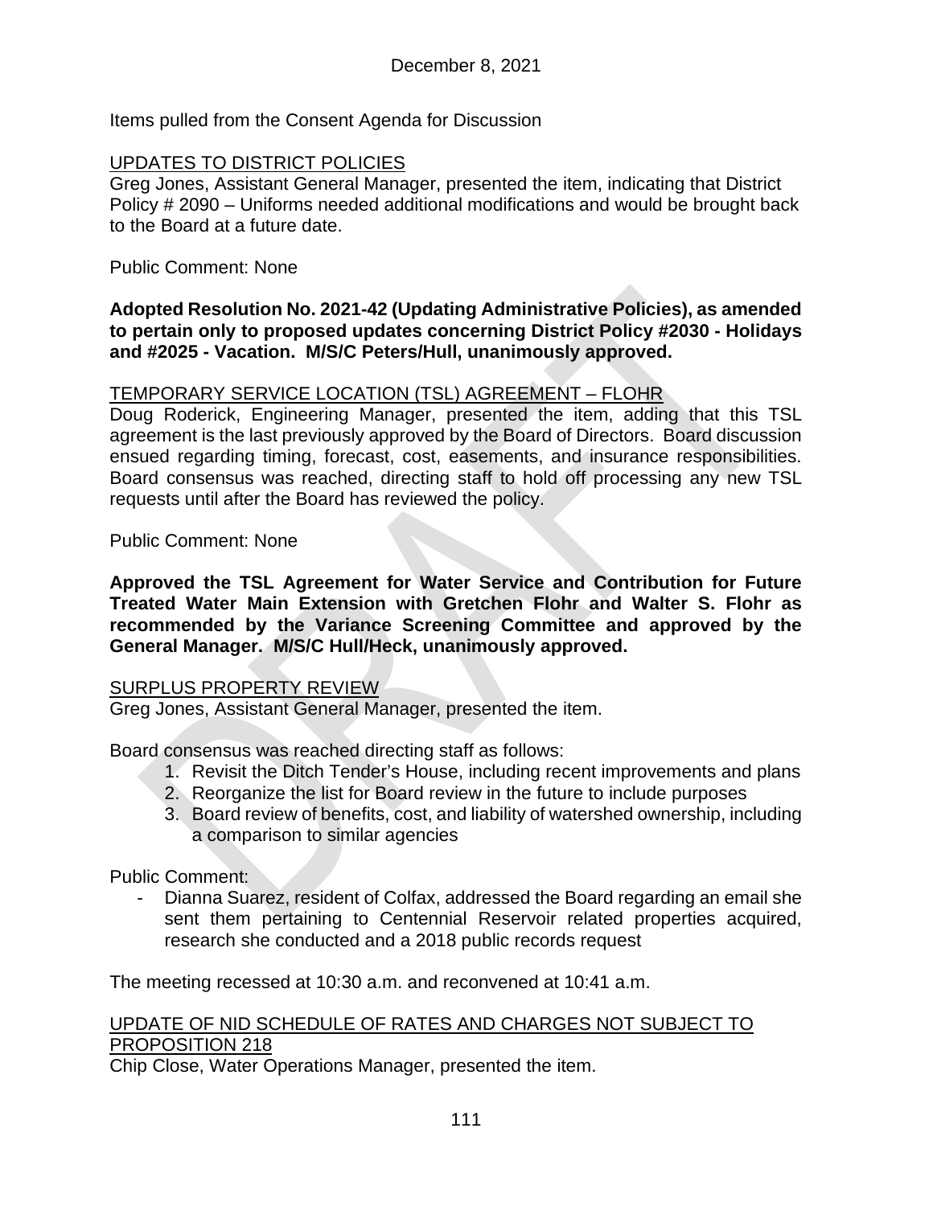December 8, 2021

Items pulled from the Consent Agenda for Discussion

UPDATES TO DISTRICT POLICIES

Greg Jones, Assistant General Manager, presented the item, indicating that District Policy # 2090 – Uniforms needed additional modifications and would be brought back to the Board at a future date.

Public Comment: None

**Adopted Resolution No. 2021-42 (Updating Administrative Policies), as amended to pertain only to proposed updates concerning District Policy #2030 - Holidays and #2025 - Vacation. M/S/C Peters/Hull, unanimously approved.**

TEMPORARY SERVICE LOCATION (TSL) AGREEMENT – FLOHR

Doug Roderick, Engineering Manager, presented the item, adding that this TSL agreement is the last previously approved by the Board of Directors. Board discussion ensued regarding timing, forecast, cost, easements, and insurance responsibilities. Board consensus was reached, directing staff to hold off processing any new TSL requests until after the Board has reviewed the policy.

Public Comment: None

**Approved the TSL Agreement for Water Service and Contribution for Future Treated Water Main Extension with Gretchen Flohr and Walter S. Flohr as recommended by the Variance Screening Committee and approved by the General Manager. M/S/C Hull/Heck, unanimously approved.**

SURPLUS PROPERTY REVIEW

Greg Jones, Assistant General Manager, presented the item.

Board consensus was reached directing staff as follows:

1. Revisit the Ditch Tender's House, including recent improvements and plans
2. Reorganize the list for Board review in the future to include purposes
3. Board review of benefits, cost, and liability of watershed ownership, including a comparison to similar agencies

Public Comment:

- Dianna Suarez, resident of Colfax, addressed the Board regarding an email she sent them pertaining to Centennial Reservoir related properties acquired, research she conducted and a 2018 public records request

The meeting recessed at 10:30 a.m. and reconvened at 10:41 a.m.

UPDATE OF NID SCHEDULE OF RATES AND CHARGES NOT SUBJECT TO PROPOSITION 218

Chip Close, Water Operations Manager, presented the item.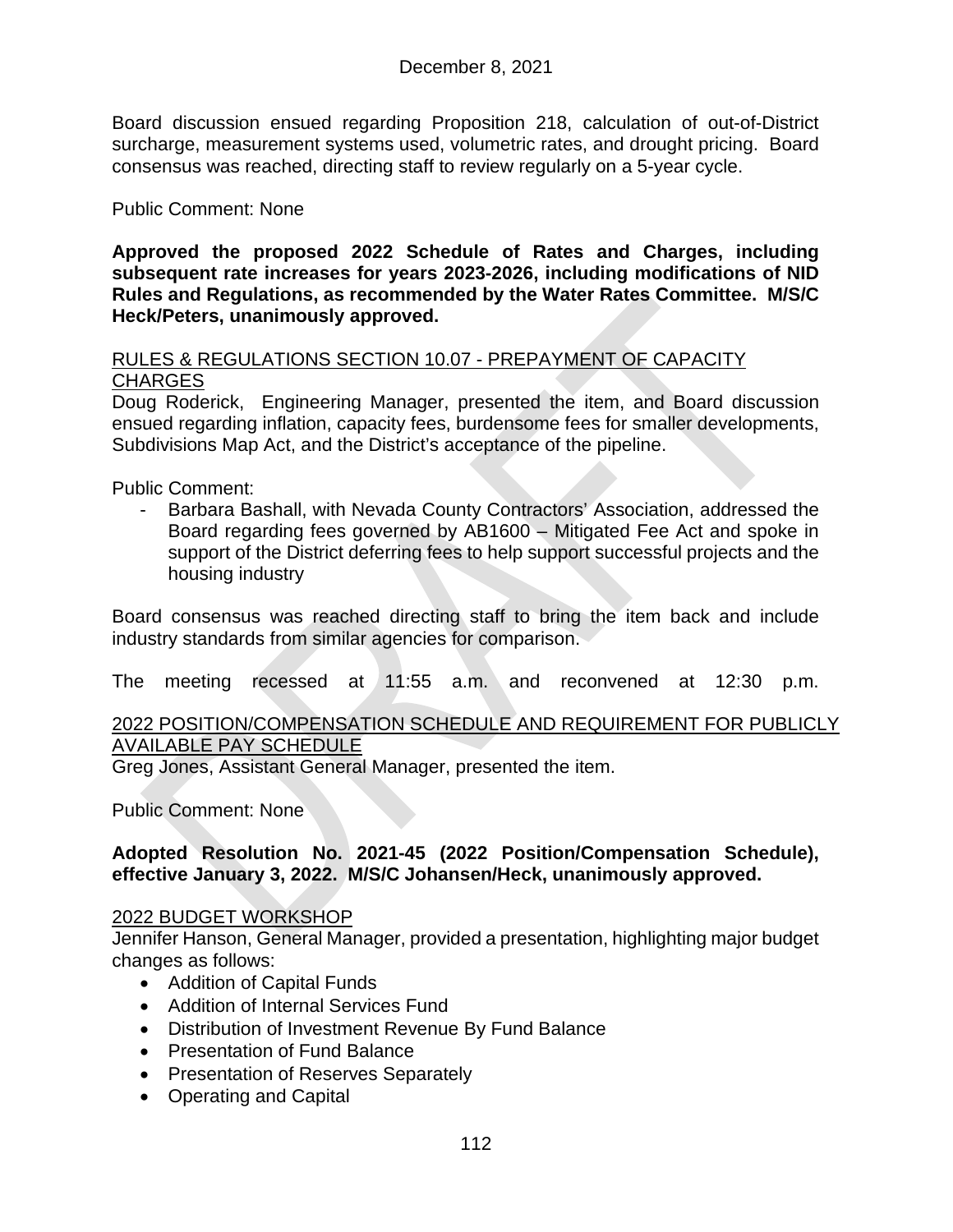Board discussion ensued regarding Proposition 218, calculation of out-of-District surcharge, measurement systems used, volumetric rates, and drought pricing. Board consensus was reached, directing staff to review regularly on a 5-year cycle.

Public Comment: None

**Approved the proposed 2022 Schedule of Rates and Charges, including subsequent rate increases for years 2023-2026, including modifications of NID Rules and Regulations, as recommended by the Water Rates Committee. M/S/C Heck/Peters, unanimously approved.**

<u>RULES & REGULATIONS SECTION 10.07 - PREPAYMENT OF CAPACITY CHARGES</u>

Doug Roderick, Engineering Manager, presented the item, and Board discussion ensued regarding inflation, capacity fees, burdensome fees for smaller developments, Subdivisions Map Act, and the District's acceptance of the pipeline.

Public Comment:

- Barbara Bashall, with Nevada County Contractors' Association, addressed the Board regarding fees governed by AB1600 – Mitigated Fee Act and spoke in support of the District deferring fees to help support successful projects and the housing industry

Board consensus was reached directing staff to bring the item back and include industry standards from similar agencies for comparison.

The meeting recessed at 11:55 a.m. and reconvened at 12:30 p.m.

<u>2022 POSITION/COMPENSATION SCHEDULE AND REQUIREMENT FOR PUBLICLY AVAILABLE PAY SCHEDULE</u>

Greg Jones, Assistant General Manager, presented the item.

Public Comment: None

**Adopted Resolution No. 2021-45 (2022 Position/Compensation Schedule), effective January 3, 2022. M/S/C Johansen/Heck, unanimously approved.**

<u>2022 BUDGET WORKSHOP</u>

Jennifer Hanson, General Manager, provided a presentation, highlighting major budget changes as follows:

- Addition of Capital Funds
- Addition of Internal Services Fund
- Distribution of Investment Revenue By Fund Balance
- Presentation of Fund Balance
- Presentation of Reserves Separately
- Operating and Capital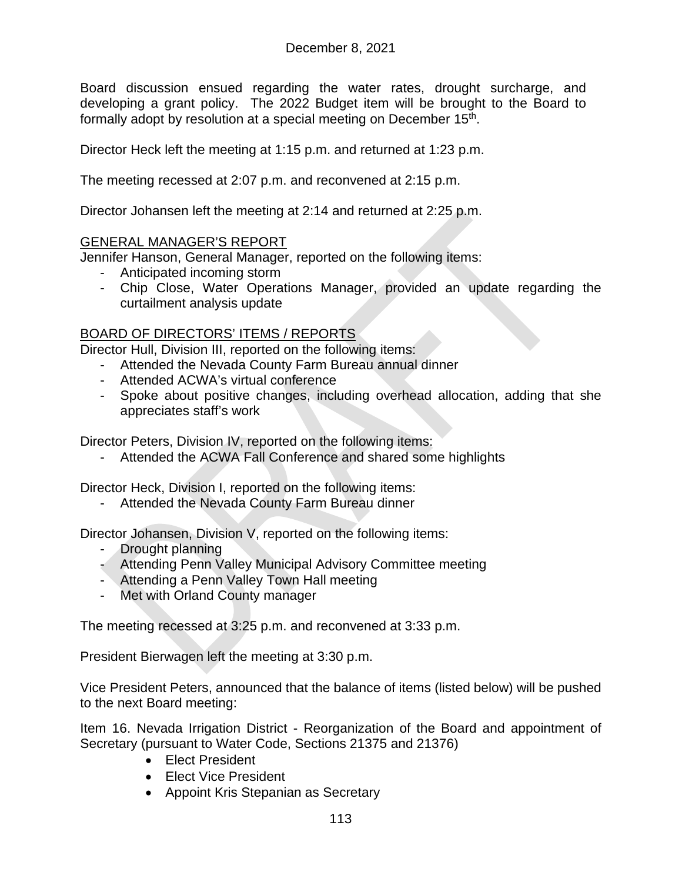Board discussion ensued regarding the water rates, drought surcharge, and developing a grant policy. The 2022 Budget item will be brought to the Board to formally adopt by resolution at a special meeting on December 15th.

Director Heck left the meeting at 1:15 p.m. and returned at 1:23 p.m.

The meeting recessed at 2:07 p.m. and reconvened at 2:15 p.m.

Director Johansen left the meeting at 2:14 and returned at 2:25 p.m.

<u>GENERAL MANAGER'S REPORT</u>

Jennifer Hanson, General Manager, reported on the following items:

- Anticipated incoming storm
- Chip Close, Water Operations Manager, provided an update regarding the curtailment analysis update

<u>BOARD OF DIRECTORS' ITEMS / REPORTS</u>

Director Hull, Division III, reported on the following items:

- Attended the Nevada County Farm Bureau annual dinner
- Attended ACWA's virtual conference
- Spoke about positive changes, including overhead allocation, adding that she appreciates staff's work

Director Peters, Division IV, reported on the following items:

- Attended the ACWA Fall Conference and shared some highlights

Director Heck, Division I, reported on the following items:

- Attended the Nevada County Farm Bureau dinner

Director Johansen, Division V, reported on the following items:

- Drought planning
- Attending Penn Valley Municipal Advisory Committee meeting
- Attending a Penn Valley Town Hall meeting
- Met with Orland County manager

The meeting recessed at 3:25 p.m. and reconvened at 3:33 p.m.

President Bierwagen left the meeting at 3:30 p.m.

Vice President Peters, announced that the balance of items (listed below) will be pushed to the next Board meeting:

Item 16. Nevada Irrigation District - Reorganization of the Board and appointment of Secretary (pursuant to Water Code, Sections 21375 and 21376)

- Elect President
- Elect Vice President
- Appoint Kris Stepanian as Secretary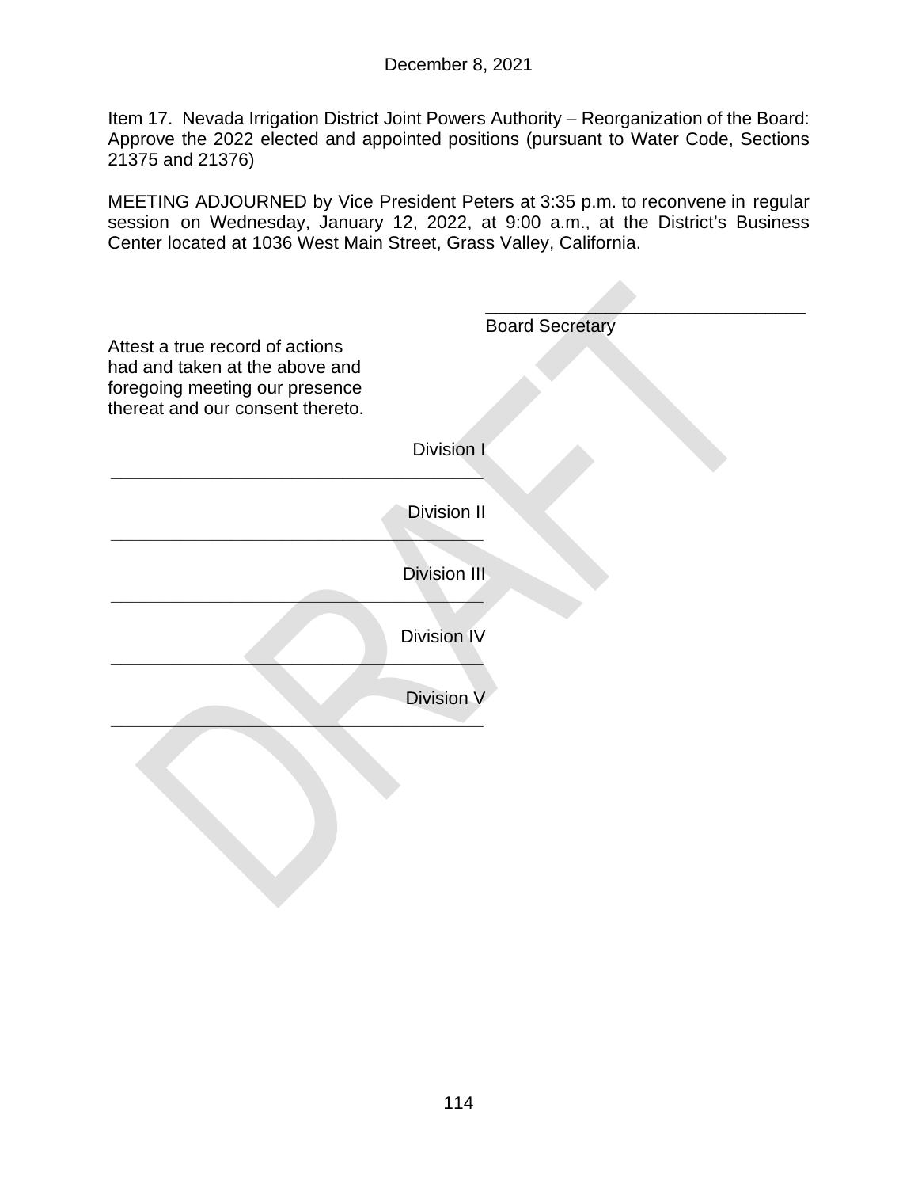December 8, 2021

Item 17. Nevada Irrigation District Joint Powers Authority – Reorganization of the Board: Approve the 2022 elected and appointed positions (pursuant to Water Code, Sections 21375 and 21376)

MEETING ADJOURNED by Vice President Peters at 3:35 p.m. to reconvene in regular session on Wednesday, January 12, 2022, at 9:00 a.m., at the District's Business Center located at 1036 West Main Street, Grass Valley, California.

\_\_\_\_\_\_\_\_\_\_\_\_\_\_\_\_\_\_\_\_\_\_\_\_\_\_\_\_\_\_\_\_\_\_

Board Secretary

Attest a true record of actions had and taken at the above and foregoing meeting our presence thereat and our consent thereto.

Division I

\_\_\_\_\_\_\_\_\_\_\_\_\_\_\_\_\_\_\_\_\_\_\_\_\_\_\_\_\_\_\_\_\_\_\_\_\_\_\_\_

Division II

\_\_\_\_\_\_\_\_\_\_\_\_\_\_\_\_\_\_\_\_\_\_\_\_\_\_\_\_\_\_\_\_\_\_\_\_\_\_\_\_

Division III

\_\_\_\_\_\_\_\_\_\_\_\_\_\_\_\_\_\_\_\_\_\_\_\_\_\_\_\_\_\_\_\_\_\_\_\_\_\_\_\_

Division IV

\_\_\_\_\_\_\_\_\_\_\_\_\_\_\_\_\_\_\_\_\_\_\_\_\_\_\_\_\_\_\_\_\_\_\_\_\_\_\_\_

Division V

\_\_\_\_\_\_\_\_\_\_\_\_\_\_\_\_\_\_\_\_\_\_\_\_\_\_\_\_\_\_\_\_\_\_\_\_\_\_\_\_

DRAFT